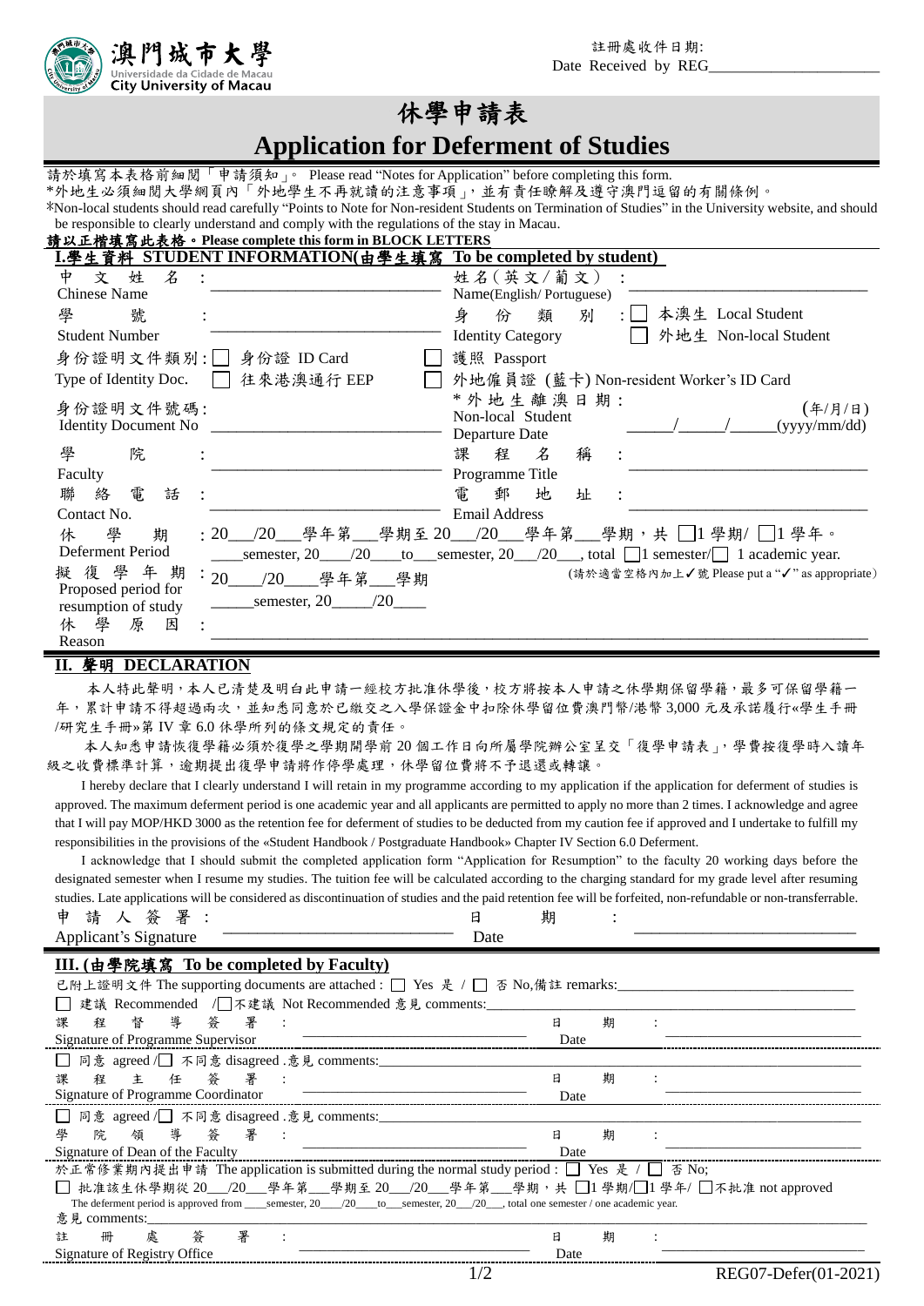澳門城市大學
Universidade da Cidade de Macau
City University of Macau

註冊處收件日期:
Date Received by REG____________________

# 休學申請表
# Application for Deferment of Studies

請於填寫本表格前細閱「申請須知」。 Please read "Notes for Application" before completing this form.
*外地生必須細閱大學網頁內「外地學生不再就讀的注意事項」，並有責任瞭解及遵守澳門逗留的有關條例。
*Non-local students should read carefully "Points to Note for Non-resident Students on Termination of Studies" in the University website, and should be responsible to clearly understand and comply with the regulations of the stay in Macau.

**請以正楷填寫此表格。Please complete this form in BLOCK LETTERS**

## I.學生資料 STUDENT INFORMATION(由學生填寫 To be completed by student)

| | | | |
|---|---|---|---|
| 中文姓名 Chinese Name | : ____________ | 姓名(英文/葡文) Name(English/ Portuguese) | : ____________ |
| 學號 Student Number | : ____________ | 身份類別 Identity Category | : ☐ 本澳生 Local Student ☐ 外地生 Non-local Student |
| 身份證明文件類別: Type of Identity Doc. | ☐ 身份證 ID Card ☐ 往來港澳通行 EEP | ☐ 護照 Passport ☐ 外地僱員證 (藍卡) Non-resident Worker's ID Card | |
| 身份證明文件號碼: Identity Document No | ____________ | *外地生離澳日期: Non-local Student Departure Date | (年/月/日) ____/____/____(yyyy/mm/dd) |
| 學院 Faculty | : ____________ | 課程名稱 Programme Title | : ____________ |
| 聯絡電話 Contact No. | : ____________ | 電郵地址 Email Address | : ____________ |

休學期 Deferment Period : 20___/20___學年第___學期至 20___/20___學年第___學期，共 ☐1 學期/ ☐1 學年。
____semester, 20____/20____to___semester, 20___/20___, total ☐1 semester/☐ 1 academic year.

擬復學年期 Proposed period for resumption of study : 20____/20____學年第___學期
_____semester, 20_____/20____

(請於適當空格內加上✓號 Please put a "✓" as appropriate)

休學原因 Reason : ________________________________________

## II. 聲明 DECLARATION

本人特此聲明，本人已清楚及明白此申請一經校方批准休學後，校方將按本人申請之休學期保留學籍，最多可保留學籍一年，累計申請不得超過兩次，並知悉同意於已繳交之入學保證金中扣除休學留位費澳門幣/港幣 3,000 元及承諾履行«學生手冊/研究生手冊»第 IV 章 6.0 休學所列的條文規定的責任。

本人知悉申請恢復學籍必須於復學之學期開學前 20 個工作日向所屬學院辦公室呈交「復學申請表」，學費按復學時入讀年級之收費標準計算，逾期提出復學申請將作停學處理，休學留位費將不予退還或轉讓。

I hereby declare that I clearly understand I will retain in my programme according to my application if the application for deferment of studies is approved. The maximum deferment period is one academic year and all applicants are permitted to apply no more than 2 times. I acknowledge and agree that I will pay MOP/HKD 3000 as the retention fee for deferment of studies to be deducted from my caution fee if approved and I undertake to fulfill my responsibilities in the provisions of the «Student Handbook / Postgraduate Handbook» Chapter IV Section 6.0 Deferment.

I acknowledge that I should submit the completed application form "Application for Resumption" to the faculty 20 working days before the designated semester when I resume my studies. The tuition fee will be calculated according to the charging standard for my grade level after resuming studies. Late applications will be considered as discontinuation of studies and the paid retention fee will be forfeited, non-refundable or non-transferrable.

申請人簽署 Applicant's Signature : ____________ 日期 Date : ____________

## III. (由學院填寫 To be completed by Faculty)

已附上證明文件 The supporting documents are attached : ☐ Yes 是 / ☐ 否 No,備註 remarks:____________

☐ 建議 Recommended /☐不建議 Not Recommended 意見 comments:____________

課程督導簽署 Signature of Programme Supervisor : ____________ 日期 Date : ____________

☐ 同意 agreed /☐ 不同意 disagreed .意見 comments:____________

課程主任簽署 Signature of Programme Coordinator : ____________ 日期 Date : ____________

☐ 同意 agreed /☐ 不同意 disagreed .意見 comments:____________

學院領導簽署 Signature of Dean of the Faculty : ____________ 日期 Date : ____________

於正常修業期內提出申請 The application is submitted during the normal study period : ☐ Yes 是 / ☐ 否 No;

☐ 批准該生休學期從 20___/20___學年第___學期至 20___/20___學年第___學期，共 ☐1 學期/☐1 學年/ ☐不批准 not approved
The deferment period is approved from ____semester, 20____/20____to___semester, 20___/20___, total one semester / one academic year.

意見 comments:____________

註冊處簽署 Signature of Registry Office : ____________ 日期 Date : ____________

REG07-Defer(01-2021)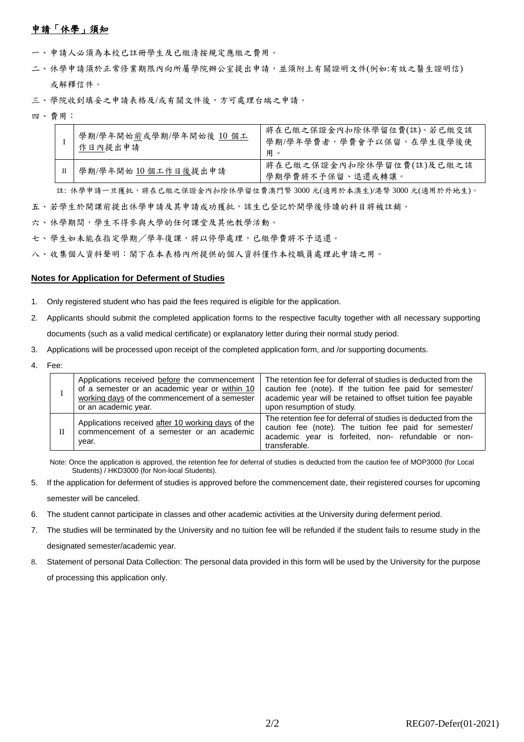## 申請「休學」須知

一、申請人必須為本校已註冊學生及已繳清按規定應繳之費用。

二、休學申請須於正常修業期限內向所屬學院辦公室提出申請，並須附上有關證明文件(例如:有效之醫生證明信)或解釋信件。

三、學院收到填妥之申請表格及/或有關文件後，方可處理台端之申請。

四、費用：

| | | |
|---|---|---|
| I | 學期/學年開始前或學期/學年開始後 10 個工作日內提出申請 | 將在已繳之保證金內扣除休學留位費(註)。若已繳交該學期/學年學費者，學費會予以保留，在學生復學後使用。 |
| II | 學期/學年開始 10 個工作日後提出申請 | 將在已繳之保證金內扣除休學留位費(註)及已繳之該學期學費將不予保留、退還或轉讓。 |

註: 休學申請一旦獲批，將在已繳之保證金內扣除休學留位費澳門幣 3000 元(適用於本澳生)/港幣 3000 元(適用於外地生)。

五、若學生於開課前提出休學申請及其申請成功獲批，該生已登記於開學後修讀的科目將被註銷。

六、休學期間，學生不得參與大學的任何課堂及其他教學活動。

七、學生如未能在指定學期／學年復課，將以停學處理，已繳學費將不予退還。

八、收集個人資料聲明：閣下在本表格內所提供的個人資料僅作本校職員處理此申請之用。

## Notes for Application for Deferment of Studies

1. Only registered student who has paid the fees required is eligible for the application.
2. Applicants should submit the completed application forms to the respective faculty together with all necessary supporting documents (such as a valid medical certificate) or explanatory letter during their normal study period.
3. Applications will be processed upon receipt of the completed application form, and /or supporting documents.
4. Fee:

| | | |
|---|---|---|
| I | Applications received before the commencement of a semester or an academic year or within 10 working days of the commencement of a semester or an academic year. | The retention fee for deferral of studies is deducted from the caution fee (note). If the tuition fee paid for semester/ academic year will be retained to offset tuition fee payable upon resumption of study. |
| II | Applications received after 10 working days of the commencement of a semester or an academic year. | The retention fee for deferral of studies is deducted from the caution fee (note). The tuition fee paid for semester/ academic year is forfeited, non- refundable or non-transferable. |

Note: Once the application is approved, the retention fee for deferral of studies is deducted from the caution fee of MOP3000 (for Local Students) / HKD3000 (for Non-local Students).

5. If the application for deferment of studies is approved before the commencement date, their registered courses for upcoming semester will be canceled.
6. The student cannot participate in classes and other academic activities at the University during deferment period.
7. The studies will be terminated by the University and no tuition fee will be refunded if the student fails to resume study in the designated semester/academic year.
8. Statement of personal Data Collection: The personal data provided in this form will be used by the University for the purpose of processing this application only.

REG07-Defer(01-2021)